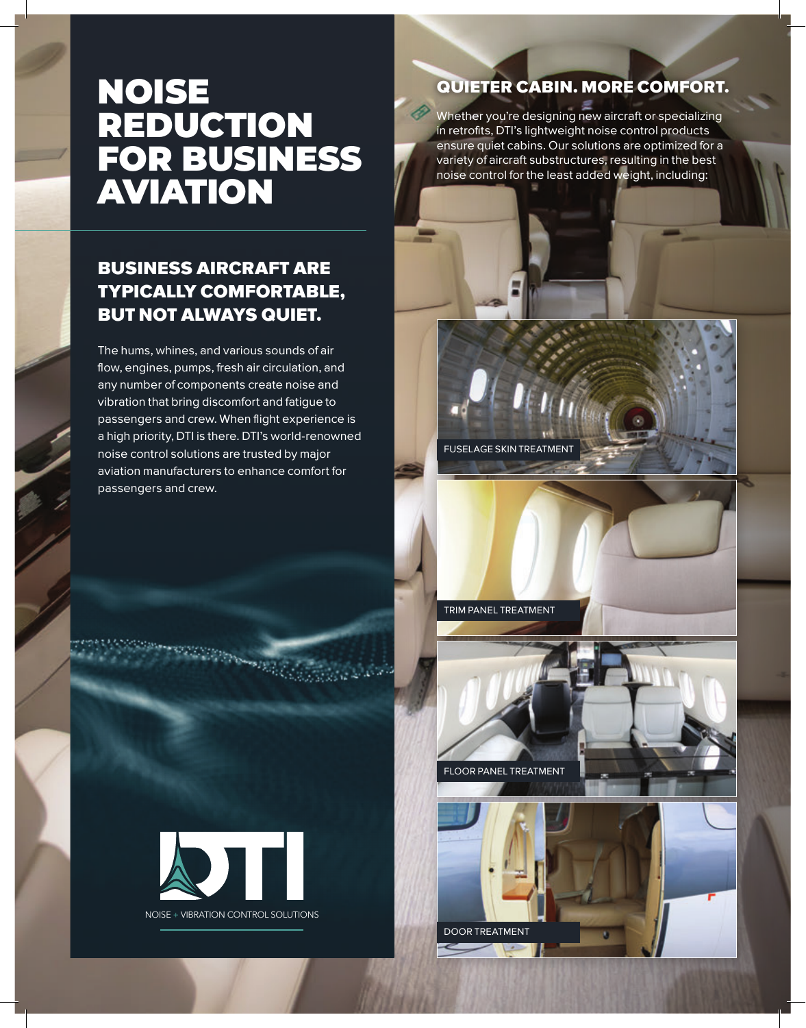# NOISE REDUCTION FOR BUSINESS AVIATION

## BUSINESS AIRCRAFT ARE TYPICALLY COMFORTABLE, BUT NOT ALWAYS QUIET.

The hums, whines, and various sounds of air flow, engines, pumps, fresh air circulation, and any number of components create noise and vibration that bring discomfort and fatigue to passengers and crew. When flight experience is a high priority, DTI is there. DTI's world-renowned noise control solutions are trusted by major aviation manufacturers to enhance comfort for passengers and crew.

DTI

NOISE + VIBRATION CONTROL SOLUTIONS

## QUIETER CABIN. MORE COMFORT.

Whether you're designing new aircraft or specializing in retrofits, DTI's lightweight noise control products ensure quiet cabins. Our solutions are optimized for a variety of aircraft substructures, resulting in the best noise control for the least added weight, including:

FUSELAGE SKIN TREATMENT

TRIM PANEL TREATMENT

FLOOR PANEL TREATMENT

DOOR TREATMENT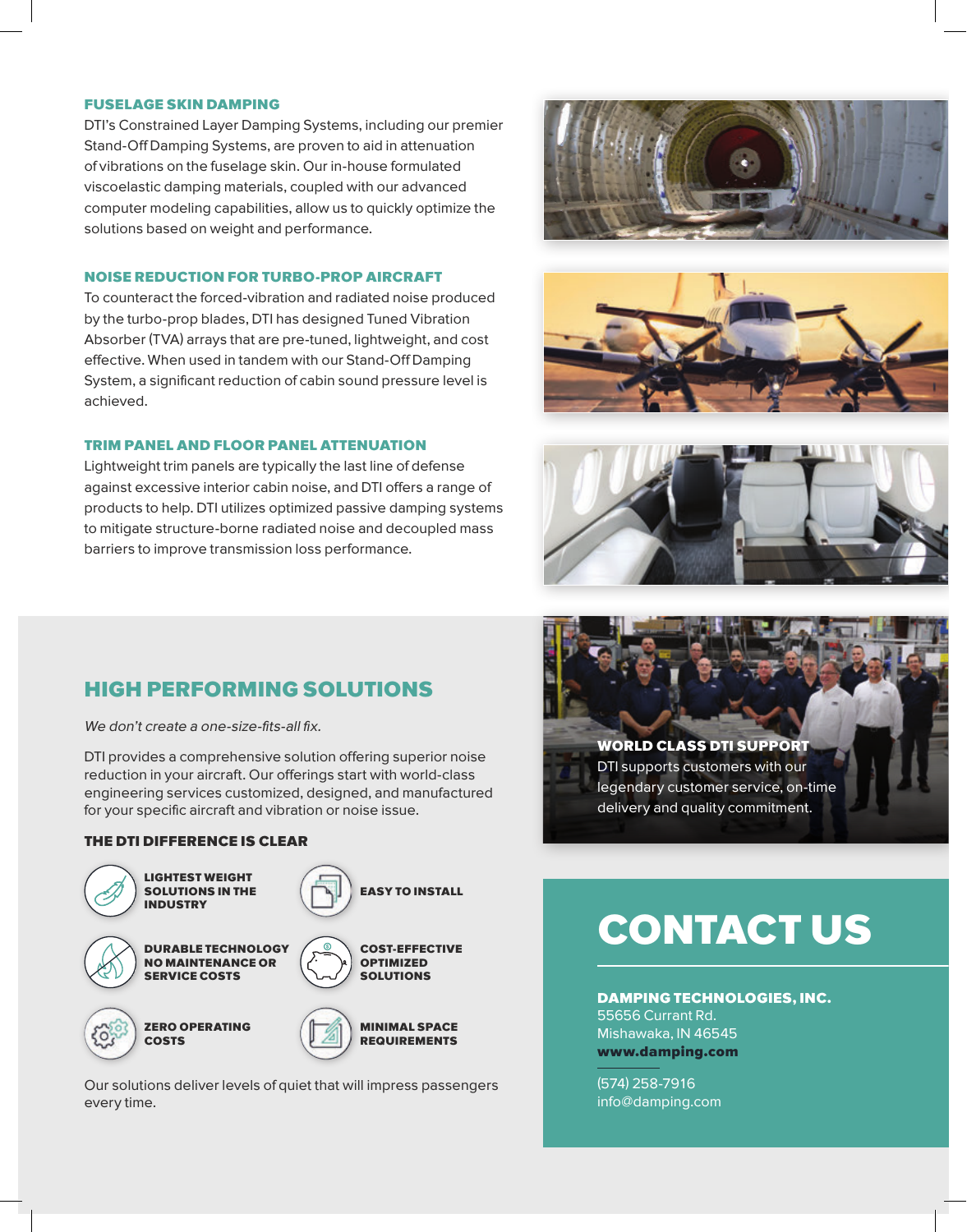### FUSELAGE SKIN DAMPING

DTI's Constrained Layer Damping Systems, including our premier Stand-Off Damping Systems, are proven to aid in attenuation of vibrations on the fuselage skin. Our in-house formulated viscoelastic damping materials, coupled with our advanced computer modeling capabilities, allow us to quickly optimize the solutions based on weight and performance.

### NOISE REDUCTION FOR TURBO-PROP AIRCRAFT

To counteract the forced-vibration and radiated noise produced by the turbo-prop blades, DTI has designed Tuned Vibration Absorber (TVA) arrays that are pre-tuned, lightweight, and cost effective. When used in tandem with our Stand-Off Damping System, a significant reduction of cabin sound pressure level is achieved.

### TRIM PANEL AND FLOOR PANEL ATTENUATION

Lightweight trim panels are typically the last line of defense against excessive interior cabin noise, and DTI offers a range of products to help. DTI utilizes optimized passive damping systems to mitigate structure-borne radiated noise and decoupled mass barriers to improve transmission loss performance.

## HIGH PERFORMING SOLUTIONS

*We don't create a one-size-fits-all fix.*

DTI provides a comprehensive solution offering superior noise reduction in your aircraft. Our offerings start with world-class engineering services customized, designed, and manufactured for your specific aircraft and vibration or noise issue.

### THE DTI DIFFERENCE IS CLEAR

- **LIGHTEST WEIGHT SOLUTIONS IN THE INDUSTRY**
- **EASY TO INSTALL**
- **DURABLE TECHNOLOGY NO MAINTENANCE OR SERVICE COSTS**
- **COST-EFFECTIVE OPTIMIZED SOLUTIONS**
- **ZERO OPERATING COSTS**
- **MINIMAL SPACE REQUIREMENTS**

Our solutions deliver levels of quiet that will impress passengers every time.

### WORLD CLASS DTI SUPPORT

DTI supports customers with our legendary customer service, on-time delivery and quality commitment.

## CONTACT US

**DAMPING TECHNOLOGIES, INC.**
55656 Currant Rd.
Mishawaka, IN 46545
**www.damping.com**

(574) 258-7916
info@damping.com